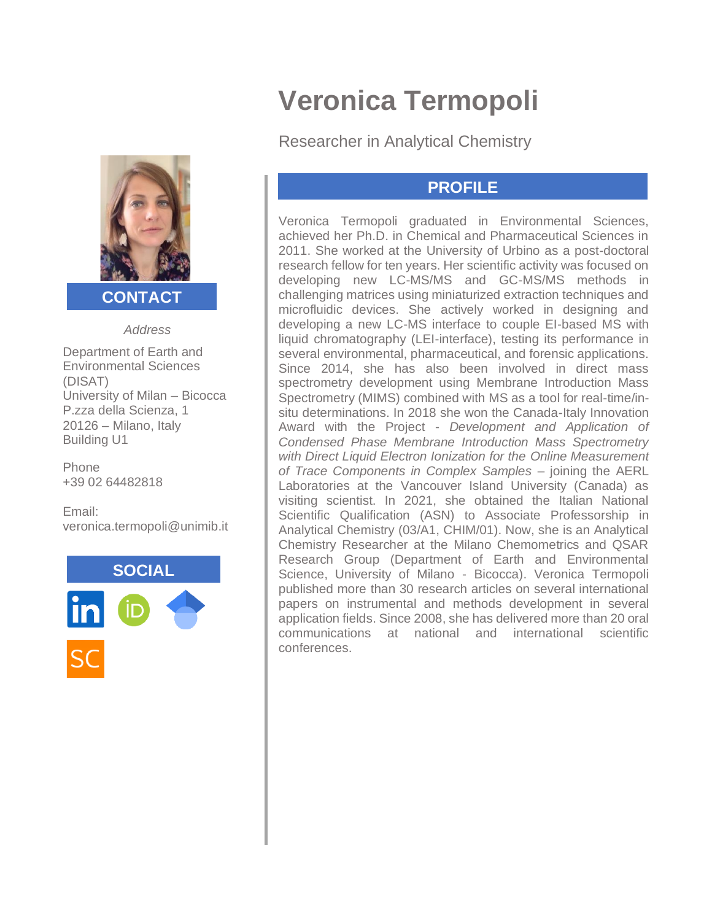# Veronica Termopoli

Researcher in Analytical Chemistry

## CONTACT

*Address*

Department of Earth and Environmental Sciences (DISAT)
University of Milan – Bicocca
P.zza della Scienza, 1
20126 – Milano, Italy
Building U1

Phone
+39 02 64482818

Email:
veronica.termopoli@unimib.it

## SOCIAL

## PROFILE

Veronica Termopoli graduated in Environmental Sciences, achieved her Ph.D. in Chemical and Pharmaceutical Sciences in 2011. She worked at the University of Urbino as a post-doctoral research fellow for ten years. Her scientific activity was focused on developing new LC-MS/MS and GC-MS/MS methods in challenging matrices using miniaturized extraction techniques and microfluidic devices. She actively worked in designing and developing a new LC-MS interface to couple EI-based MS with liquid chromatography (LEI-interface), testing its performance in several environmental, pharmaceutical, and forensic applications. Since 2014, she has also been involved in direct mass spectrometry development using Membrane Introduction Mass Spectrometry (MIMS) combined with MS as a tool for real-time/in-situ determinations. In 2018 she won the Canada-Italy Innovation Award with the Project - *Development and Application of Condensed Phase Membrane Introduction Mass Spectrometry with Direct Liquid Electron Ionization for the Online Measurement of Trace Components in Complex Samples* – joining the AERL Laboratories at the Vancouver Island University (Canada) as visiting scientist. In 2021, she obtained the Italian National Scientific Qualification (ASN) to Associate Professorship in Analytical Chemistry (03/A1, CHIM/01). Now, she is an Analytical Chemistry Researcher at the Milano Chemometrics and QSAR Research Group (Department of Earth and Environmental Science, University of Milano - Bicocca). Veronica Termopoli published more than 30 research articles on several international papers on instrumental and methods development in several application fields. Since 2008, she has delivered more than 20 oral communications at national and international scientific conferences.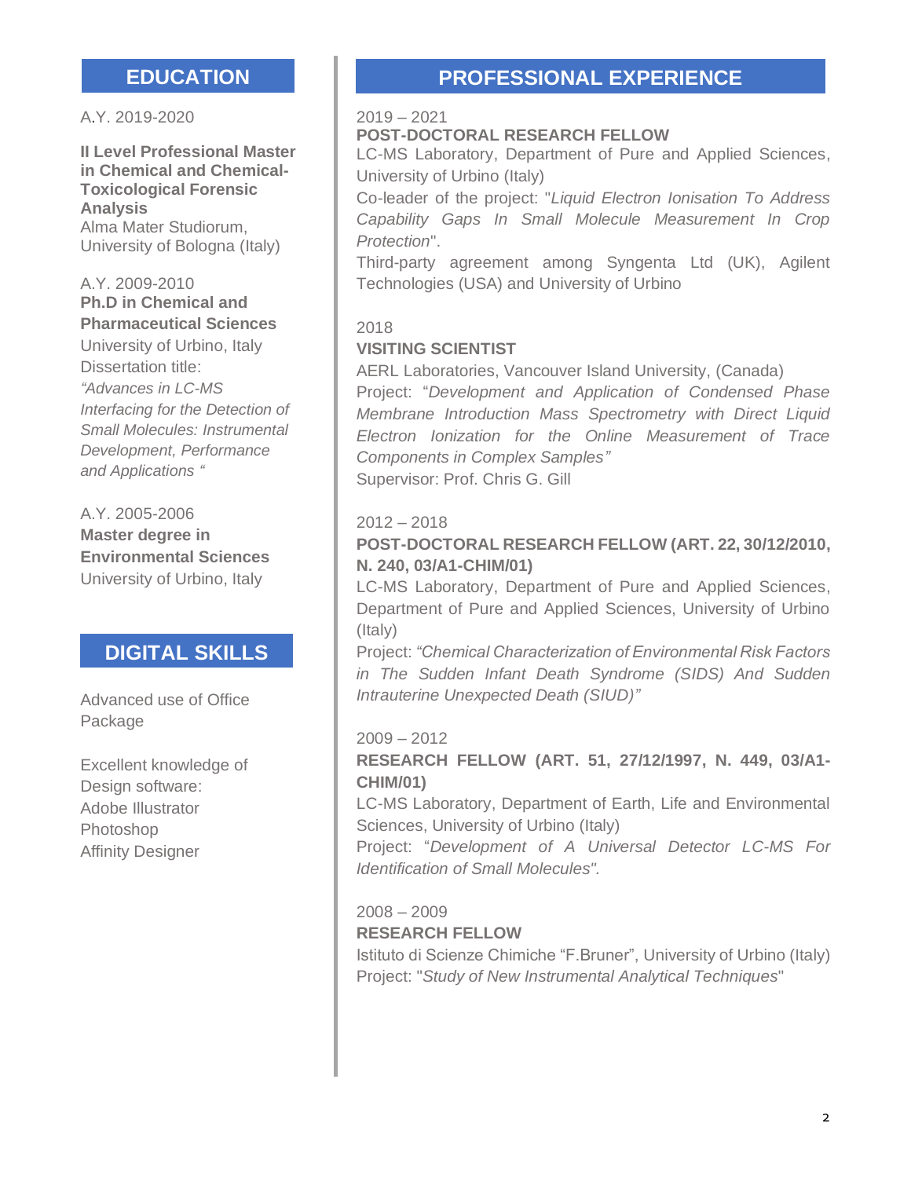## EDUCATION

A.Y. 2019-2020

**II Level Professional Master in Chemical and Chemical-Toxicological Forensic Analysis**
Alma Mater Studiorum, University of Bologna (Italy)

A.Y. 2009-2010
**Ph.D in Chemical and Pharmaceutical Sciences**
University of Urbino, Italy
Dissertation title:
*"Advances in LC-MS Interfacing for the Detection of Small Molecules: Instrumental Development, Performance and Applications "*

A.Y. 2005-2006
**Master degree in Environmental Sciences**
University of Urbino, Italy

## DIGITAL SKILLS

Advanced use of Office Package

Excellent knowledge of Design software:
Adobe Illustrator
Photoshop
Affinity Designer

## PROFESSIONAL EXPERIENCE

2019 – 2021
**POST-DOCTORAL RESEARCH FELLOW**
LC-MS Laboratory, Department of Pure and Applied Sciences, University of Urbino (Italy)
Co-leader of the project: "*Liquid Electron Ionisation To Address Capability Gaps In Small Molecule Measurement In Crop Protection*".
Third-party agreement among Syngenta Ltd (UK), Agilent Technologies (USA) and University of Urbino

2018
**VISITING SCIENTIST**
AERL Laboratories, Vancouver Island University, (Canada)
Project: "*Development and Application of Condensed Phase Membrane Introduction Mass Spectrometry with Direct Liquid Electron Ionization for the Online Measurement of Trace Components in Complex Samples"*
Supervisor: Prof. Chris G. Gill

2012 – 2018
**POST-DOCTORAL RESEARCH FELLOW (ART. 22, 30/12/2010, N. 240, 03/A1-CHIM/01)**
LC-MS Laboratory, Department of Pure and Applied Sciences, Department of Pure and Applied Sciences, University of Urbino (Italy)
Project: *"Chemical Characterization of Environmental Risk Factors in The Sudden Infant Death Syndrome (SIDS) And Sudden Intrauterine Unexpected Death (SIUD)"*

2009 – 2012
**RESEARCH FELLOW (ART. 51, 27/12/1997, N. 449, 03/A1-CHIM/01)**
LC-MS Laboratory, Department of Earth, Life and Environmental Sciences, University of Urbino (Italy)
Project: "*Development of A Universal Detector LC-MS For Identification of Small Molecules".*

2008 – 2009
**RESEARCH FELLOW**
Istituto di Scienze Chimiche "F.Bruner", University of Urbino (Italy)
Project: "*Study of New Instrumental Analytical Techniques*"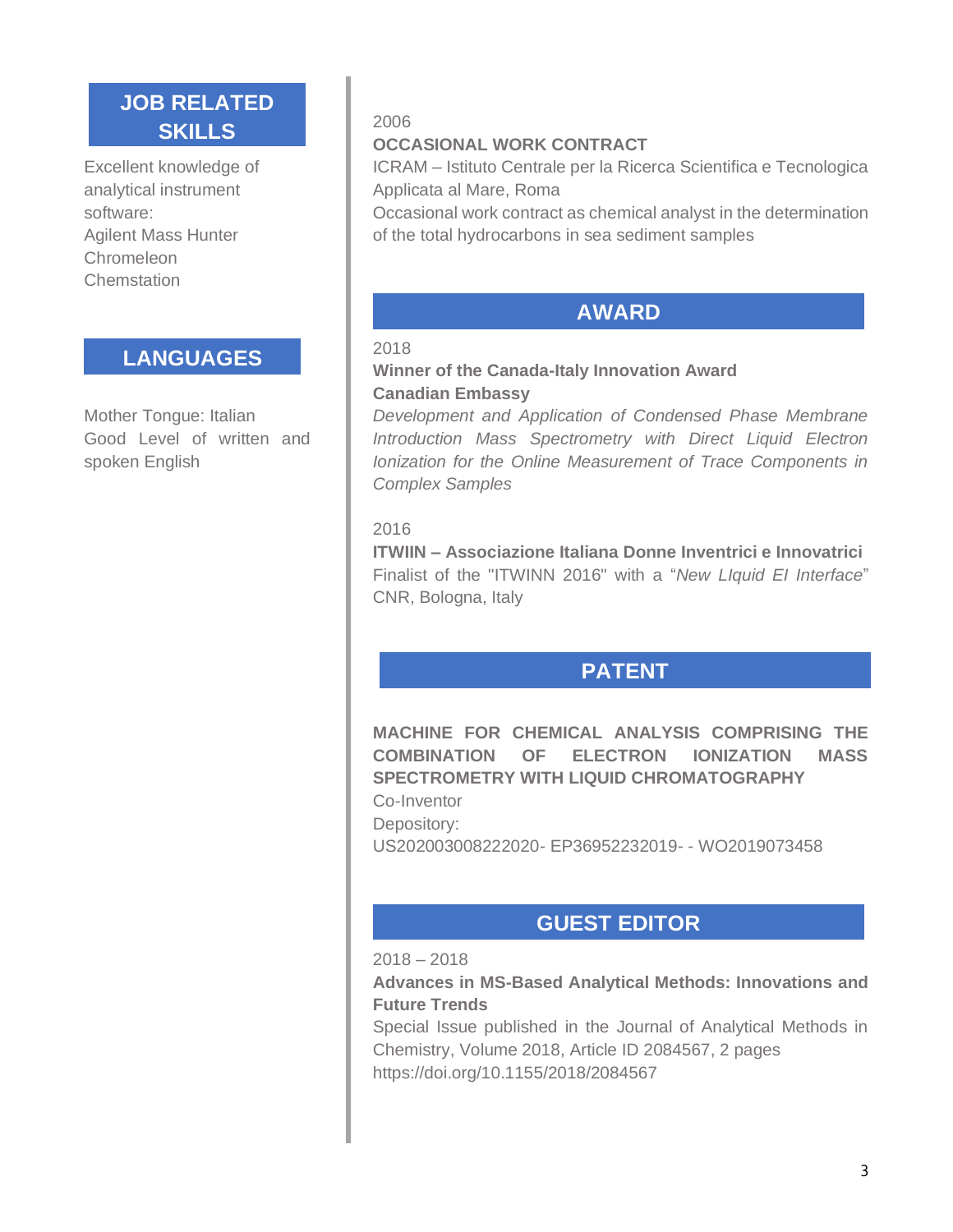## JOB RELATED SKILLS

Excellent knowledge of analytical instrument software:
Agilent Mass Hunter
Chromeleon
Chemstation

## LANGUAGES

Mother Tongue: Italian
Good Level of written and spoken English

2006

**OCCASIONAL WORK CONTRACT**

ICRAM – Istituto Centrale per la Ricerca Scientifica e Tecnologica Applicata al Mare, Roma

Occasional work contract as chemical analyst in the determination of the total hydrocarbons in sea sediment samples

## AWARD

2018

**Winner of the Canada-Italy Innovation Award**
**Canadian Embassy**

*Development and Application of Condensed Phase Membrane Introduction Mass Spectrometry with Direct Liquid Electron Ionization for the Online Measurement of Trace Components in Complex Samples*

2016

**ITWIIN – Associazione Italiana Donne Inventrici e Innovatrici**

Finalist of the "ITWINN 2016" with a "*New LIquid EI Interface*"
CNR, Bologna, Italy

## PATENT

**MACHINE FOR CHEMICAL ANALYSIS COMPRISING THE COMBINATION OF ELECTRON IONIZATION MASS SPECTROMETRY WITH LIQUID CHROMATOGRAPHY**

Co-Inventor
Depository:
US202003008222020- EP36952232019- - WO2019073458

## GUEST EDITOR

2018 – 2018

**Advances in MS-Based Analytical Methods: Innovations and Future Trends**

Special Issue published in the Journal of Analytical Methods in Chemistry, Volume 2018, Article ID 2084567, 2 pages
https://doi.org/10.1155/2018/2084567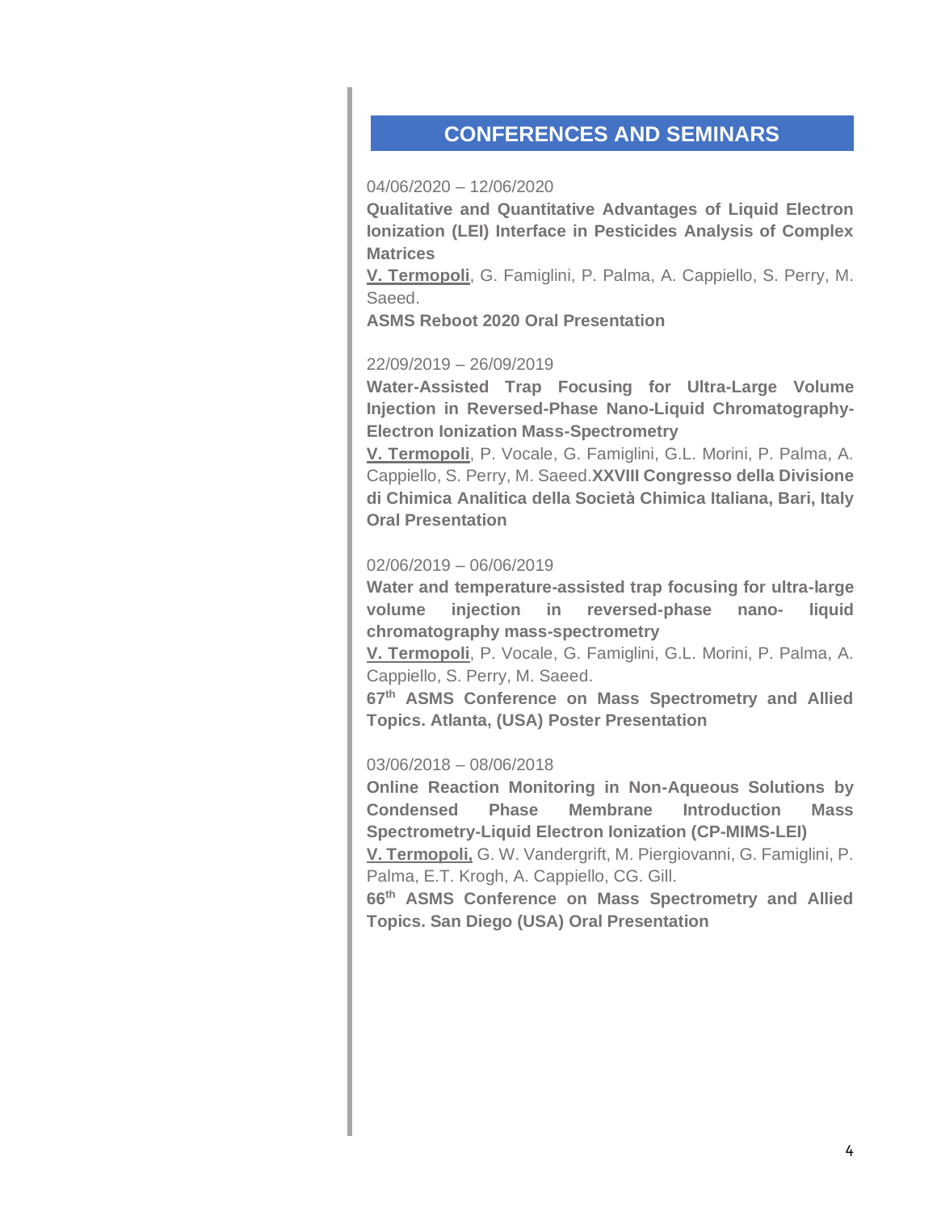## CONFERENCES AND SEMINARS

04/06/2020 – 12/06/2020

**Qualitative and Quantitative Advantages of Liquid Electron Ionization (LEI) Interface in Pesticides Analysis of Complex Matrices**

**V. Termopoli**, G. Famiglini, P. Palma, A. Cappiello, S. Perry, M. Saeed.

**ASMS Reboot 2020 Oral Presentation**

22/09/2019 – 26/09/2019

**Water-Assisted Trap Focusing for Ultra-Large Volume Injection in Reversed-Phase Nano-Liquid Chromatography-Electron Ionization Mass-Spectrometry**

**V. Termopoli**, P. Vocale, G. Famiglini, G.L. Morini, P. Palma, A. Cappiello, S. Perry, M. Saeed.**XXVIII Congresso della Divisione di Chimica Analitica della Società Chimica Italiana, Bari, Italy Oral Presentation**

02/06/2019 – 06/06/2019

**Water and temperature-assisted trap focusing for ultra-large volume injection in reversed-phase nano- liquid chromatography mass-spectrometry**

**V. Termopoli**, P. Vocale, G. Famiglini, G.L. Morini, P. Palma, A. Cappiello, S. Perry, M. Saeed.

**67th ASMS Conference on Mass Spectrometry and Allied Topics. Atlanta, (USA) Poster Presentation**

03/06/2018 – 08/06/2018

**Online Reaction Monitoring in Non-Aqueous Solutions by Condensed Phase Membrane Introduction Mass Spectrometry-Liquid Electron Ionization (CP-MIMS-LEI)**

**V. Termopoli,** G. W. Vandergrift, M. Piergiovanni, G. Famiglini, P. Palma, E.T. Krogh, A. Cappiello, CG. Gill.

**66th ASMS Conference on Mass Spectrometry and Allied Topics. San Diego (USA) Oral Presentation**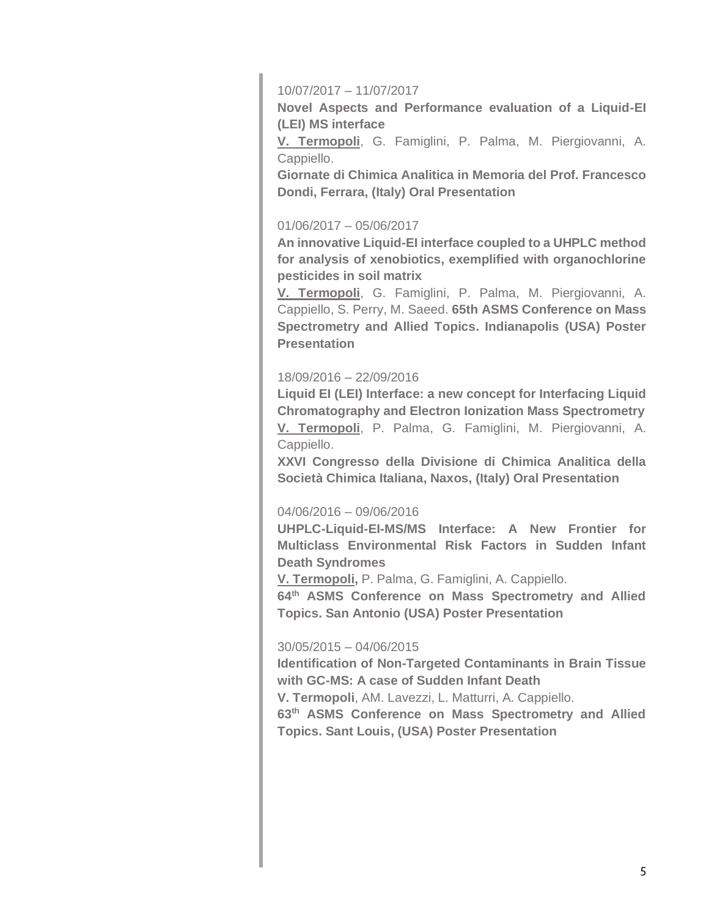10/07/2017 – 11/07/2017

**Novel Aspects and Performance evaluation of a Liquid-EI (LEI) MS interface**

**V. Termopoli**, G. Famiglini, P. Palma, M. Piergiovanni, A. Cappiello.

**Giornate di Chimica Analitica in Memoria del Prof. Francesco Dondi, Ferrara, (Italy) Oral Presentation**

01/06/2017 – 05/06/2017

**An innovative Liquid-EI interface coupled to a UHPLC method for analysis of xenobiotics, exemplified with organochlorine pesticides in soil matrix**

**V. Termopoli**, G. Famiglini, P. Palma, M. Piergiovanni, A. Cappiello, S. Perry, M. Saeed. **65th ASMS Conference on Mass Spectrometry and Allied Topics. Indianapolis (USA) Poster Presentation**

18/09/2016 – 22/09/2016

**Liquid EI (LEI) Interface: a new concept for Interfacing Liquid Chromatography and Electron Ionization Mass Spectrometry**

**V. Termopoli**, P. Palma, G. Famiglini, M. Piergiovanni, A. Cappiello.

**XXVI Congresso della Divisione di Chimica Analitica della Società Chimica Italiana, Naxos, (Italy) Oral Presentation**

04/06/2016 – 09/06/2016

**UHPLC-Liquid-EI-MS/MS Interface: A New Frontier for Multiclass Environmental Risk Factors in Sudden Infant Death Syndromes**

**V. Termopoli,** P. Palma, G. Famiglini, A. Cappiello.

**64th ASMS Conference on Mass Spectrometry and Allied Topics. San Antonio (USA) Poster Presentation**

30/05/2015 – 04/06/2015

**Identification of Non-Targeted Contaminants in Brain Tissue with GC-MS: A case of Sudden Infant Death**

**V. Termopoli**, AM. Lavezzi, L. Matturri, A. Cappiello.

**63th ASMS Conference on Mass Spectrometry and Allied Topics. Sant Louis, (USA) Poster Presentation**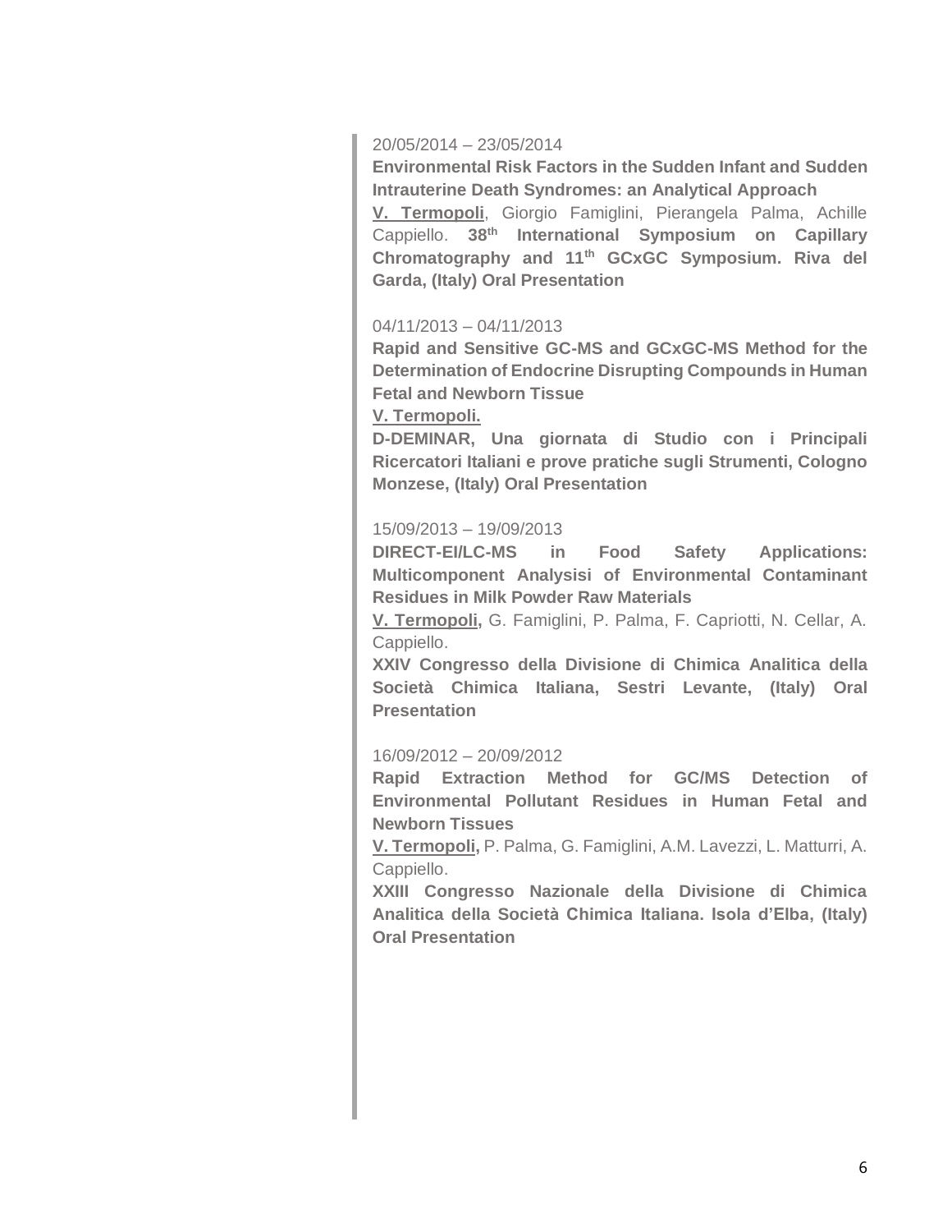20/05/2014 – 23/05/2014

**Environmental Risk Factors in the Sudden Infant and Sudden Intrauterine Death Syndromes: an Analytical Approach**

**V. Termopoli**, Giorgio Famiglini, Pierangela Palma, Achille Cappiello. **38th International Symposium on Capillary Chromatography and 11th GCxGC Symposium. Riva del Garda, (Italy) Oral Presentation**

04/11/2013 – 04/11/2013

**Rapid and Sensitive GC-MS and GCxGC-MS Method for the Determination of Endocrine Disrupting Compounds in Human Fetal and Newborn Tissue**

**V. Termopoli.**

**D-DEMINAR, Una giornata di Studio con i Principali Ricercatori Italiani e prove pratiche sugli Strumenti, Cologno Monzese, (Italy) Oral Presentation**

15/09/2013 – 19/09/2013

**DIRECT-EI/LC-MS in Food Safety Applications: Multicomponent Analysisi of Environmental Contaminant Residues in Milk Powder Raw Materials**

**V. Termopoli,** G. Famiglini, P. Palma, F. Capriotti, N. Cellar, A. Cappiello.

**XXIV Congresso della Divisione di Chimica Analitica della Società Chimica Italiana, Sestri Levante, (Italy) Oral Presentation**

16/09/2012 – 20/09/2012

**Rapid Extraction Method for GC/MS Detection of Environmental Pollutant Residues in Human Fetal and Newborn Tissues**

**V. Termopoli,** P. Palma, G. Famiglini, A.M. Lavezzi, L. Matturri, A. Cappiello.

**XXIII Congresso Nazionale della Divisione di Chimica Analitica della Società Chimica Italiana. Isola d'Elba, (Italy) Oral Presentation**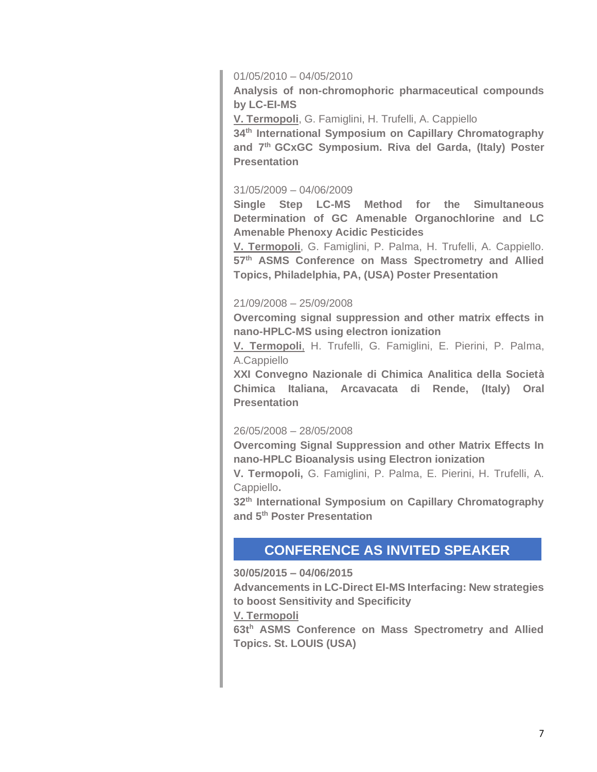01/05/2010 – 04/05/2010

**Analysis of non-chromophoric pharmaceutical compounds by LC-EI-MS**

**V. Termopoli**, G. Famiglini, H. Trufelli, A. Cappiello

**34$^{th}$ International Symposium on Capillary Chromatography and 7$^{th}$ GCxGC Symposium. Riva del Garda, (Italy) Poster Presentation**

31/05/2009 – 04/06/2009

**Single Step LC-MS Method for the Simultaneous Determination of GC Amenable Organochlorine and LC Amenable Phenoxy Acidic Pesticides**

**V. Termopoli**, G. Famiglini, P. Palma, H. Trufelli, A. Cappiello.

**57$^{th}$ ASMS Conference on Mass Spectrometry and Allied Topics, Philadelphia, PA, (USA) Poster Presentation**

21/09/2008 – 25/09/2008

**Overcoming signal suppression and other matrix effects in nano-HPLC-MS using electron ionization**

**V. Termopoli**, H. Trufelli, G. Famiglini, E. Pierini, P. Palma, A.Cappiello

**XXI Convegno Nazionale di Chimica Analitica della Società Chimica Italiana, Arcavacata di Rende, (Italy) Oral Presentation**

26/05/2008 – 28/05/2008

**Overcoming Signal Suppression and other Matrix Effects In nano-HPLC Bioanalysis using Electron ionization**

**V. Termopoli,** G. Famiglini, P. Palma, E. Pierini, H. Trufelli, A. Cappiello**.**

**32$^{th}$ International Symposium on Capillary Chromatography and 5$^{th}$ Poster Presentation**

## CONFERENCE AS INVITED SPEAKER

**30/05/2015 – 04/06/2015**

**Advancements in LC-Direct EI-MS Interfacing: New strategies to boost Sensitivity and Specificity**

**V. Termopoli**

**63t$^{h}$ ASMS Conference on Mass Spectrometry and Allied Topics. St. LOUIS (USA)**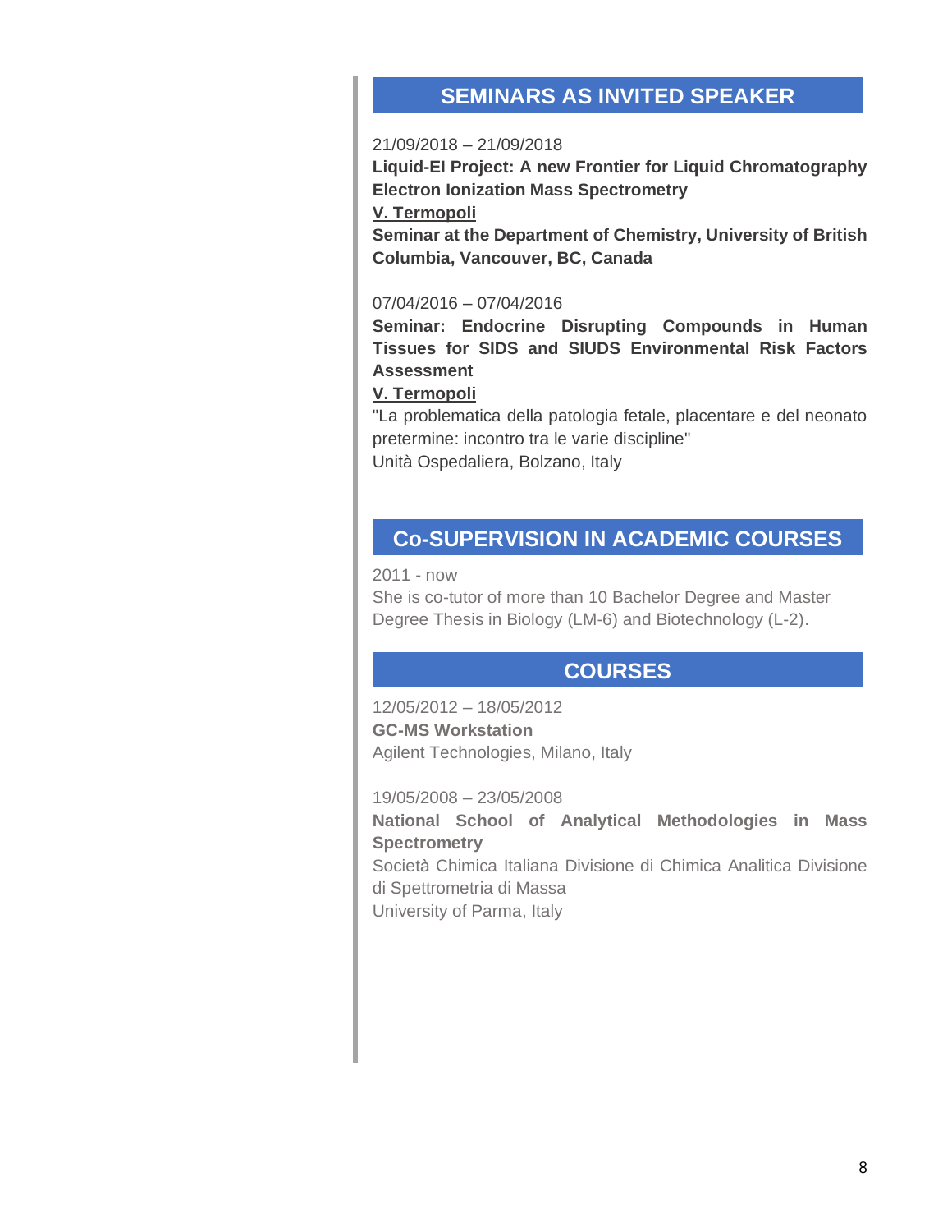## SEMINARS AS INVITED SPEAKER

21/09/2018 – 21/09/2018

**Liquid-EI Project: A new Frontier for Liquid Chromatography Electron Ionization Mass Spectrometry**

**V. Termopoli**

**Seminar at the Department of Chemistry, University of British Columbia, Vancouver, BC, Canada**

07/04/2016 – 07/04/2016

**Seminar: Endocrine Disrupting Compounds in Human Tissues for SIDS and SIUDS Environmental Risk Factors Assessment**

**V. Termopoli**

"La problematica della patologia fetale, placentare e del neonato pretermine: incontro tra le varie discipline"

Unità Ospedaliera, Bolzano, Italy

## Co-SUPERVISION IN ACADEMIC COURSES

2011 - now

She is co-tutor of more than 10 Bachelor Degree and Master Degree Thesis in Biology (LM-6) and Biotechnology (L-2).

## COURSES

12/05/2012 – 18/05/2012

**GC-MS Workstation**

Agilent Technologies, Milano, Italy

19/05/2008 – 23/05/2008

**National School of Analytical Methodologies in Mass Spectrometry**

Società Chimica Italiana Divisione di Chimica Analitica Divisione di Spettrometria di Massa

University of Parma, Italy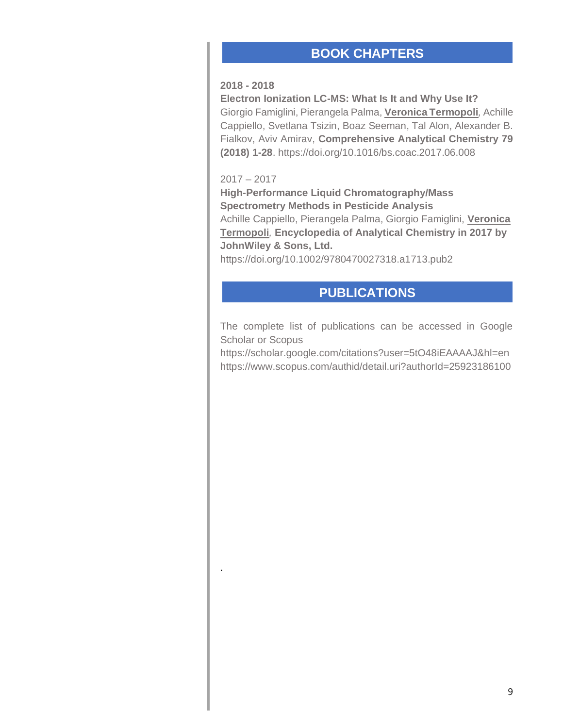## BOOK CHAPTERS

**2018 - 2018**

**Electron Ionization LC-MS: What Is It and Why Use It?**
Giorgio Famiglini, Pierangela Palma, **Veronica Termopoli**, Achille Cappiello, Svetlana Tsizin, Boaz Seeman, Tal Alon, Alexander B. Fialkov, Aviv Amirav, **Comprehensive Analytical Chemistry 79 (2018) 1-28**. https://doi.org/10.1016/bs.coac.2017.06.008

2017 – 2017

**High-Performance Liquid Chromatography/Mass Spectrometry Methods in Pesticide Analysis**
Achille Cappiello, Pierangela Palma, Giorgio Famiglini, **Veronica Termopoli**, **Encyclopedia of Analytical Chemistry in 2017 by JohnWiley & Sons, Ltd.**
https://doi.org/10.1002/9780470027318.a1713.pub2

## PUBLICATIONS

The complete list of publications can be accessed in Google Scholar or Scopus
https://scholar.google.com/citations?user=5tO48iEAAAAJ&hl=en
https://www.scopus.com/authid/detail.uri?authorId=25923186100

.